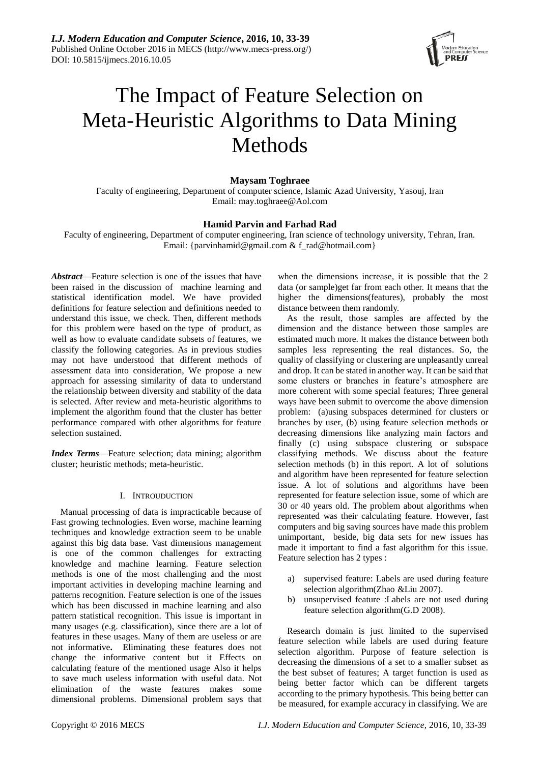# The Impact of Feature Selection on Meta-Heuristic Algorithms to Data Mining Methods

**Maysam Toghraee**

Faculty of engineering, Department of computer science, Islamic Azad University, Yasouj, Iran
Email: may.toghraee@Aol.com

**Hamid Parvin and Farhad Rad**

Faculty of engineering, Department of computer engineering, Iran science of technology university, Tehran, Iran.
Email: {parvinhamid@gmail.com & f_rad@hotmail.com}

***Abstract***—Feature selection is one of the issues that have been raised in the discussion of machine learning and statistical identification model. We have provided definitions for feature selection and definitions needed to understand this issue, we check. Then, different methods for this problem were based on the type of product, as well as how to evaluate candidate subsets of features, we classify the following categories. As in previous studies may not have understood that different methods of assessment data into consideration, We propose a new approach for assessing similarity of data to understand the relationship between diversity and stability of the data is selected. After review and meta-heuristic algorithms to implement the algorithm found that the cluster has better performance compared with other algorithms for feature selection sustained.

***Index Terms***—Feature selection; data mining; algorithm cluster; heuristic methods; meta-heuristic.

## I. INTROUDUCTION

Manual processing of data is impracticable because of Fast growing technologies. Even worse, machine learning techniques and knowledge extraction seem to be unable against this big data base. Vast dimensions management is one of the common challenges for extracting knowledge and machine learning. Feature selection methods is one of the most challenging and the most important activities in developing machine learning and patterns recognition. Feature selection is one of the issues which has been discussed in machine learning and also pattern statistical recognition. This issue is important in many usages (e.g. classification), since there are a lot of features in these usages. Many of them are useless or are not informative**.** Eliminating these features does not change the informative content but it Effects on calculating feature of the mentioned usage Also it helps to save much useless information with useful data. Not elimination of the waste features makes some dimensional problems. Dimensional problem says that when the dimensions increase, it is possible that the 2 data (or sample)get far from each other. It means that the higher the dimensions(features), probably the most distance between them randomly.

As the result, those samples are affected by the dimension and the distance between those samples are estimated much more. It makes the distance between both samples less representing the real distances. So, the quality of classifying or clustering are unpleasantly unreal and drop. It can be stated in another way. It can be said that some clusters or branches in feature's atmosphere are more coherent with some special features; Three general ways have been submit to overcome the above dimension problem: (a)using subspaces determined for clusters or branches by user, (b) using feature selection methods or decreasing dimensions like analyzing main factors and finally (c) using subspace clustering or subspace classifying methods. We discuss about the feature selection methods (b) in this report. A lot of solutions and algorithm have been represented for feature selection issue. A lot of solutions and algorithms have been represented for feature selection issue, some of which are 30 or 40 years old. The problem about algorithms when represented was their calculating feature. However, fast computers and big saving sources have made this problem unimportant, beside, big data sets for new issues has made it important to find a fast algorithm for this issue. Feature selection has 2 types :

a) supervised feature: Labels are used during feature selection algorithm(Zhao &Liu 2007).
b) unsupervised feature :Labels are not used during feature selection algorithm(G.D 2008).

Research domain is just limited to the supervised feature selection while labels are used during feature selection algorithm. Purpose of feature selection is decreasing the dimensions of a set to a smaller subset as the best subset of features; A target function is used as being better factor which can be different targets according to the primary hypothesis. This being better can be measured, for example accuracy in classifying. We are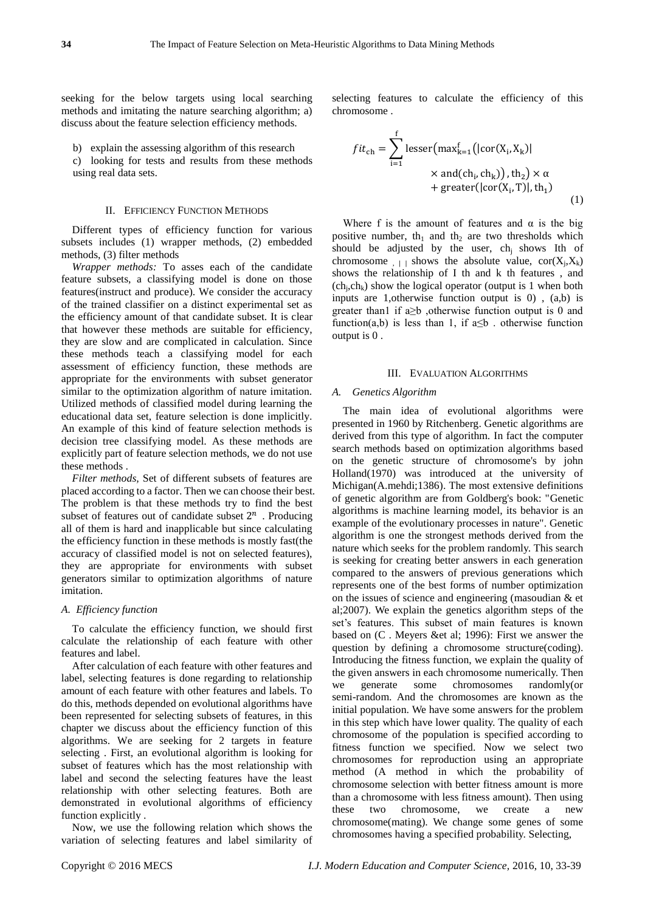seeking for the below targets using local searching methods and imitating the nature searching algorithm; a) discuss about the feature selection efficiency methods.

b) explain the assessing algorithm of this research

c) looking for tests and results from these methods using real data sets.

## II. Efficiency Function Methods

Different types of efficiency function for various subsets includes (1) wrapper methods, (2) embedded methods, (3) filter methods

*Wrapper methods:* To asses each of the candidate feature subsets, a classifying model is done on those features(instruct and produce). We consider the accuracy of the trained classifier on a distinct experimental set as the efficiency amount of that candidate subset. It is clear that however these methods are suitable for efficiency, they are slow and are complicated in calculation. Since these methods teach a classifying model for each assessment of efficiency function, these methods are appropriate for the environments with subset generator similar to the optimization algorithm of nature imitation. Utilized methods of classified model during learning the educational data set, feature selection is done implicitly. An example of this kind of feature selection methods is decision tree classifying model. As these methods are explicitly part of feature selection methods, we do not use these methods .

*Filter methods,* Set of different subsets of features are placed according to a factor. Then we can choose their best. The problem is that these methods try to find the best subset of features out of candidate subset $2^n$ . Producing all of them is hard and inapplicable but since calculating the efficiency function in these methods is mostly fast(the accuracy of classified model is not on selected features), they are appropriate for environments with subset generators similar to optimization algorithms of nature imitation.

### A. Efficiency function

To calculate the efficiency function, we should first calculate the relationship of each feature with other features and label.

After calculation of each feature with other features and label, selecting features is done regarding to relationship amount of each feature with other features and labels. To do this, methods depended on evolutional algorithms have been represented for selecting subsets of features, in this chapter we discuss about the efficiency function of this algorithms. We are seeking for 2 targets in feature selecting . First, an evolutional algorithm is looking for subset of features which has the most relationship with label and second the selecting features have the least relationship with other selecting features. Both are demonstrated in evolutional algorithms of efficiency function explicitly .

Now, we use the following relation which shows the variation of selecting features and label similarity of selecting features to calculate the efficiency of this chromosome .

$$fit_{ch} = \sum_{i=1}^{f} \text{lesser}\left(\max_{k=1}^{f}\left(|\text{cor}(X_i, X_k)| \times \text{and}(ch_i, ch_k)\right), th_2\right) \times \alpha + \text{greater}\left(|\text{cor}(X_i, T)|, th_1\right) \tag{1}$$

Where f is the amount of features and α is the big positive number, $th_1$ and $th_2$ are two thresholds which should be adjusted by the user, $ch_j$ shows Ith of chromosome , | | shows the absolute value, $\text{cor}(X_j,X_k)$ shows the relationship of I th and k th features , and $(ch_j,ch_k)$ show the logical operator (output is 1 when both inputs are 1,otherwise function output is 0) , (a,b) is greater than1 if a≥b ,otherwise function output is 0 and function(a,b) is less than 1, if a≤b . otherwise function output is 0 .

## III. Evaluation Algorithms

### A. Genetics Algorithm

The main idea of evolutional algorithms were presented in 1960 by Ritchenberg. Genetic algorithms are derived from this type of algorithm. In fact the computer search methods based on optimization algorithms based on the genetic structure of chromosome's by john Holland(1970) was introduced at the university of Michigan(A.mehdi;1386). The most extensive definitions of genetic algorithm are from Goldberg's book: "Genetic algorithms is machine learning model, its behavior is an example of the evolutionary processes in nature". Genetic algorithm is one the strongest methods derived from the nature which seeks for the problem randomly. This search is seeking for creating better answers in each generation compared to the answers of previous generations which represents one of the best forms of number optimization on the issues of science and engineering (masoudian & et al;2007). We explain the genetics algorithm steps of the set's features. This subset of main features is known based on (C . Meyers &et al; 1996): First we answer the question by defining a chromosome structure(coding). Introducing the fitness function, we explain the quality of the given answers in each chromosome numerically. Then we generate some chromosomes randomly(or semi-random. And the chromosomes are known as the initial population. We have some answers for the problem in this step which have lower quality. The quality of each chromosome of the population is specified according to fitness function we specified. Now we select two chromosomes for reproduction using an appropriate method (A method in which the probability of chromosome selection with better fitness amount is more than a chromosome with less fitness amount). Then using these two chromosome, we create a new chromosome(mating). We change some genes of some chromosomes having a specified probability. Selecting,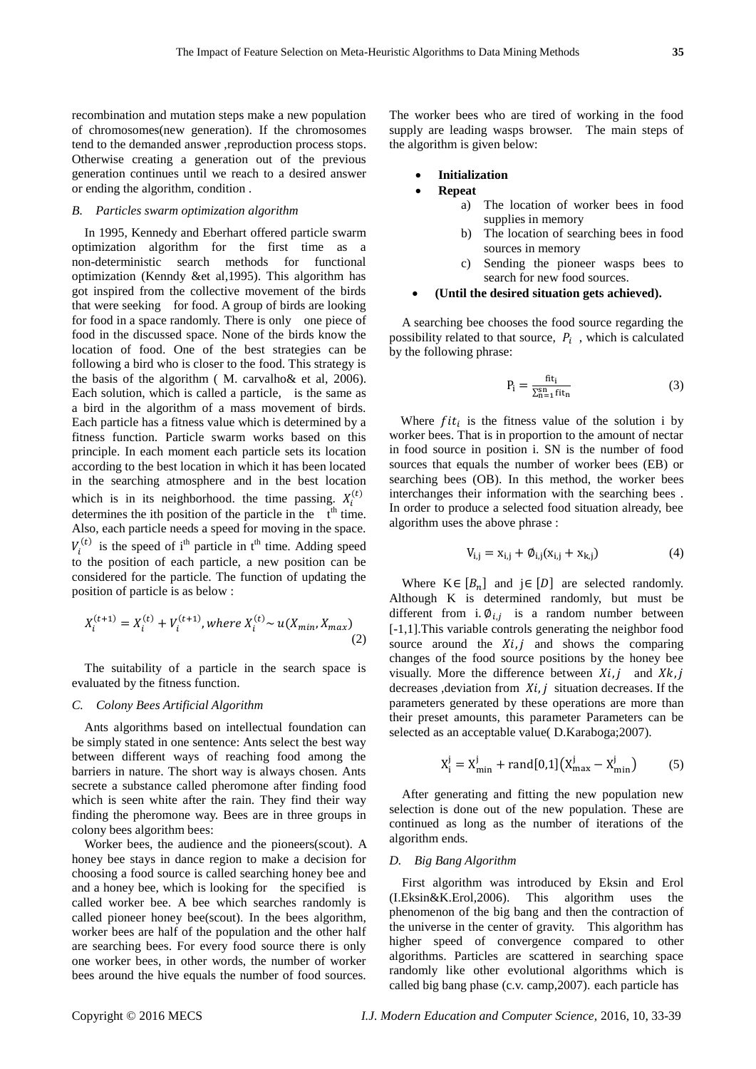recombination and mutation steps make a new population of chromosomes(new generation). If the chromosomes tend to the demanded answer ,reproduction process stops. Otherwise creating a generation out of the previous generation continues until we reach to a desired answer or ending the algorithm, condition .

### *B. Particles swarm optimization algorithm*

In 1995, Kennedy and Eberhart offered particle swarm optimization algorithm for the first time as a non-deterministic search methods for functional optimization (Kenndy &et al,1995). This algorithm has got inspired from the collective movement of the birds that were seeking for food. A group of birds are looking for food in a space randomly. There is only one piece of food in the discussed space. None of the birds know the location of food. One of the best strategies can be following a bird who is closer to the food. This strategy is the basis of the algorithm ( M. carvalho& et al, 2006). Each solution, which is called a particle, is the same as a bird in the algorithm of a mass movement of birds. Each particle has a fitness value which is determined by a fitness function. Particle swarm works based on this principle. In each moment each particle sets its location according to the best location in which it has been located in the searching atmosphere and in the best location which is in its neighborhood. the time passing. $X_i^{(t)}$ determines the ith position of the particle in the $t^{th}$ time. Also, each particle needs a speed for moving in the space. $V_i^{(t)}$ is the speed of $i^{th}$ particle in $t^{th}$ time. Adding speed to the position of each particle, a new position can be considered for the particle. The function of updating the position of particle is as below :

$$X_i^{(t+1)} = X_i^{(t)} + V_i^{(t+1)}, where\ X_i^{(t)} \sim u(X_{min}, X_{max}) \tag{2}$$

The suitability of a particle in the search space is evaluated by the fitness function.

### *C. Colony Bees Artificial Algorithm*

Ants algorithms based on intellectual foundation can be simply stated in one sentence: Ants select the best way between different ways of reaching food among the barriers in nature. The short way is always chosen. Ants secrete a substance called pheromone after finding food which is seen white after the rain. They find their way finding the pheromone way. Bees are in three groups in colony bees algorithm bees:

Worker bees, the audience and the pioneers(scout). A honey bee stays in dance region to make a decision for choosing a food source is called searching honey bee and and a honey bee, which is looking for the specified is called worker bee. A bee which searches randomly is called pioneer honey bee(scout). In the bees algorithm, worker bees are half of the population and the other half are searching bees. For every food source there is only one worker bees, in other words, the number of worker bees around the hive equals the number of food sources. The worker bees who are tired of working in the food supply are leading wasps browser. The main steps of the algorithm is given below:

- **Initialization**
- **Repeat**
  a) The location of worker bees in food supplies in memory
  b) The location of searching bees in food sources in memory
  c) Sending the pioneer wasps bees to search for new food sources.
- **(Until the desired situation gets achieved).**

A searching bee chooses the food source regarding the possibility related to that source, $P_i$ , which is calculated by the following phrase:

$$P_i = \frac{fit_i}{\sum_{n=1}^{sn} fit_n} \tag{3}$$

Where $fit_i$ is the fitness value of the solution i by worker bees. That is in proportion to the amount of nectar in food source in position i. SN is the number of food sources that equals the number of worker bees (EB) or searching bees (OB). In this method, the worker bees interchanges their information with the searching bees . In order to produce a selected food situation already, bee algorithm uses the above phrase :

$$V_{i,j} = x_{i,j} + \emptyset_{i,j}(x_{i,j} + x_{k,j}) \tag{4}$$

Where $K \in [B_n]$ and $j \in [D]$ are selected randomly. Although K is determined randomly, but must be different from i. $\emptyset_{i,j}$ is a random number between [-1,1].This variable controls generating the neighbor food source around the $Xi,j$ and shows the comparing changes of the food source positions by the honey bee visually. More the difference between $Xi,j$ and $Xk,j$ decreases ,deviation from $Xi,j$ situation decreases. If the parameters generated by these operations are more than their preset amounts, this parameter Parameters can be selected as an acceptable value( D.Karaboga;2007).

$$X_i^j = X_{min}^j + rand[0,1]\left(X_{max}^j - X_{min}^j\right) \tag{5}$$

After generating and fitting the new population new selection is done out of the new population. These are continued as long as the number of iterations of the algorithm ends.

### *D. Big Bang Algorithm*

First algorithm was introduced by Eksin and Erol (I.Eksin&K.Erol,2006). This algorithm uses the phenomenon of the big bang and then the contraction of the universe in the center of gravity. This algorithm has higher speed of convergence compared to other algorithms. Particles are scattered in searching space randomly like other evolutional algorithms which is called big bang phase (c.v. camp,2007). each particle has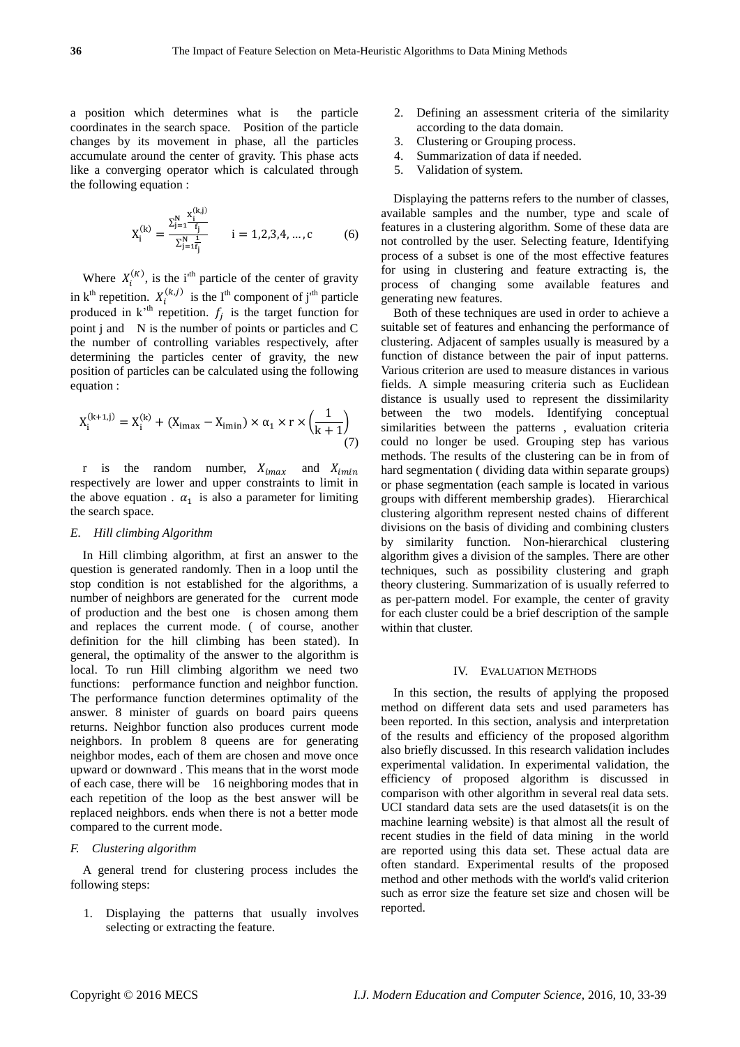a position which determines what is the particle coordinates in the search space. Position of the particle changes by its movement in phase, all the particles accumulate around the center of gravity. This phase acts like a converging operator which is calculated through the following equation :

$$X_i^{(k)} = \frac{\sum_{j=1}^{N} \frac{x_i^{(k,j)}}{f_j}}{\sum_{j=1}^{N} \frac{1}{f_j}} \qquad i = 1,2,3,4,\dots,c \tag{6}$$

Where $X_i^{(K)}$, is the i'th particle of the center of gravity in k[th] repetition. $X_i^{(k,j)}$ is the I[th] component of j'th particle produced in k'th repetition. $f_j$ is the target function for point j and N is the number of points or particles and C the number of controlling variables respectively, after determining the particles center of gravity, the new position of particles can be calculated using the following equation :

$$X_i^{(k+1,j)} = X_i^{(k)} + (X_{imax} - X_{imin}) \times \alpha_1 \times r \times \left(\frac{1}{k+1}\right) \tag{7}$$

r is the random number, $X_{imax}$ and $X_{imin}$ respectively are lower and upper constraints to limit in the above equation . $\alpha_1$ is also a parameter for limiting the search space.

### *E. Hill climbing Algorithm*

In Hill climbing algorithm, at first an answer to the question is generated randomly. Then in a loop until the stop condition is not established for the algorithms, a number of neighbors are generated for the current mode of production and the best one is chosen among them and replaces the current mode. ( of course, another definition for the hill climbing has been stated). In general, the optimality of the answer to the algorithm is local. To run Hill climbing algorithm we need two functions: performance function and neighbor function. The performance function determines optimality of the answer. 8 minister of guards on board pairs queens returns. Neighbor function also produces current mode neighbors. In problem 8 queens are for generating neighbor modes, each of them are chosen and move once upward or downward . This means that in the worst mode of each case, there will be 16 neighboring modes that in each repetition of the loop as the best answer will be replaced neighbors. ends when there is not a better mode compared to the current mode.

### *F. Clustering algorithm*

A general trend for clustering process includes the following steps:

1. Displaying the patterns that usually involves selecting or extracting the feature.
2. Defining an assessment criteria of the similarity according to the data domain.
3. Clustering or Grouping process.
4. Summarization of data if needed.
5. Validation of system.

Displaying the patterns refers to the number of classes, available samples and the number, type and scale of features in a clustering algorithm. Some of these data are not controlled by the user. Selecting feature, Identifying process of a subset is one of the most effective features for using in clustering and feature extracting is, the process of changing some available features and generating new features.

Both of these techniques are used in order to achieve a suitable set of features and enhancing the performance of clustering. Adjacent of samples usually is measured by a function of distance between the pair of input patterns. Various criterion are used to measure distances in various fields. A simple measuring criteria such as Euclidean distance is usually used to represent the dissimilarity between the two models. Identifying conceptual similarities between the patterns , evaluation criteria could no longer be used. Grouping step has various methods. The results of the clustering can be in from of hard segmentation ( dividing data within separate groups) or phase segmentation (each sample is located in various groups with different membership grades). Hierarchical clustering algorithm represent nested chains of different divisions on the basis of dividing and combining clusters by similarity function. Non-hierarchical clustering algorithm gives a division of the samples. There are other techniques, such as possibility clustering and graph theory clustering. Summarization of is usually referred to as per-pattern model. For example, the center of gravity for each cluster could be a brief description of the sample within that cluster.

## IV. Evaluation Methods

In this section, the results of applying the proposed method on different data sets and used parameters has been reported. In this section, analysis and interpretation of the results and efficiency of the proposed algorithm also briefly discussed. In this research validation includes experimental validation. In experimental validation, the efficiency of proposed algorithm is discussed in comparison with other algorithm in several real data sets. UCI standard data sets are the used datasets(it is on the machine learning website) is that almost all the result of recent studies in the field of data mining in the world are reported using this data set. These actual data are often standard. Experimental results of the proposed method and other methods with the world's valid criterion such as error size the feature set size and chosen will be reported.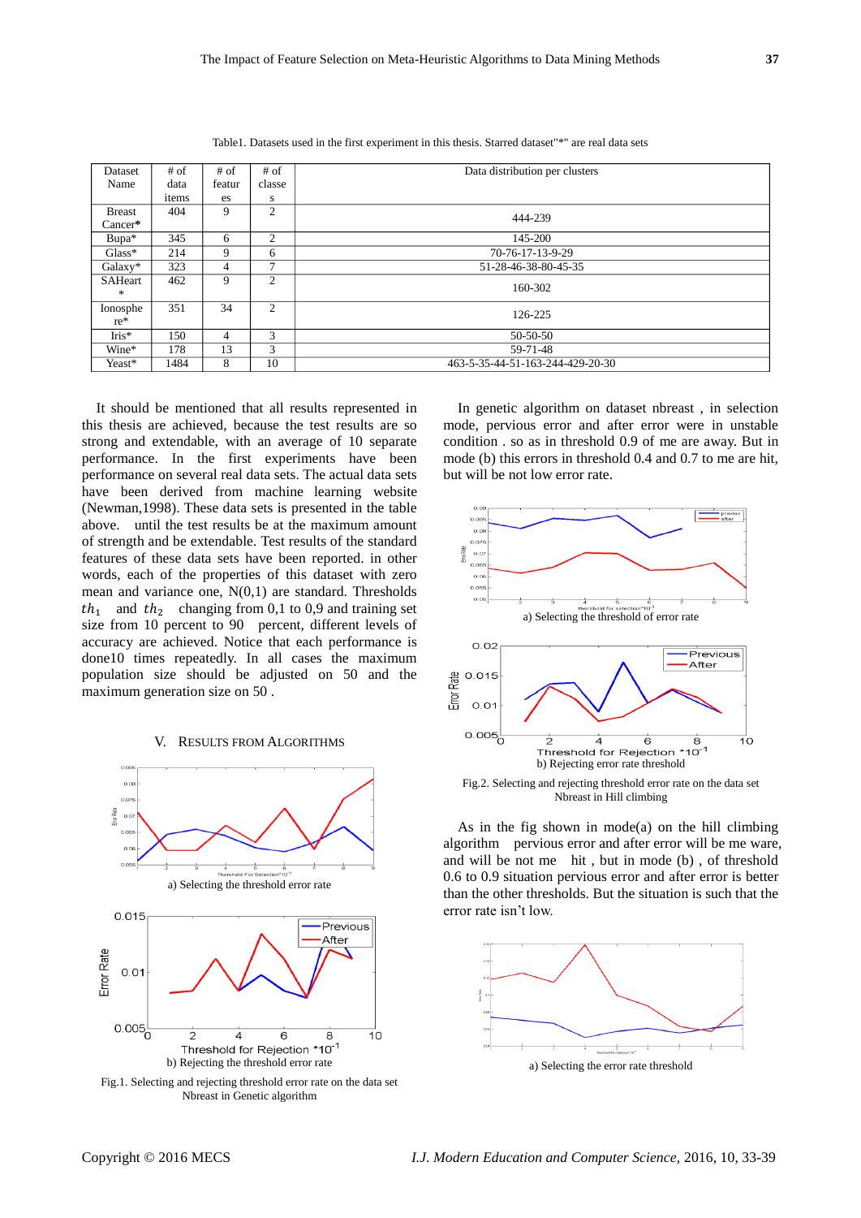Table1. Datasets used in the first experiment in this thesis. Starred dataset"*" are real data sets

| Dataset Name | # of data items | # of features | # of classes | Data distribution per clusters |
|---|---|---|---|---|
| Breast Cancer* | 404 | 9 | 2 | 444-239 |
| Bupa* | 345 | 6 | 2 | 145-200 |
| Glass* | 214 | 9 | 6 | 70-76-17-13-9-29 |
| Galaxy* | 323 | 4 | 7 | 51-28-46-38-80-45-35 |
| SAHeart* | 462 | 9 | 2 | 160-302 |
| Ionosphere* | 351 | 34 | 2 | 126-225 |
| Iris* | 150 | 4 | 3 | 50-50-50 |
| Wine* | 178 | 13 | 3 | 59-71-48 |
| Yeast* | 1484 | 8 | 10 | 463-5-35-44-51-163-244-429-20-30 |

It should be mentioned that all results represented in this thesis are achieved, because the test results are so strong and extendable, with an average of 10 separate performance. In the first experiments have been performance on several real data sets. The actual data sets have been derived from machine learning website (Newman,1998). These data sets is presented in the table above. until the test results be at the maximum amount of strength and be extendable. Test results of the standard features of these data sets have been reported. in other words, each of the properties of this dataset with zero mean and variance one, N(0,1) are standard. Thresholds $th_1$ and $th_2$ changing from 0,1 to 0,9 and training set size from 10 percent to 90 percent, different levels of accuracy are achieved. Notice that each performance is done10 times repeatedly. In all cases the maximum population size should be adjusted on 50 and the maximum generation size on 50 .

## V. Results from Algorithms

a) Selecting the threshold error rate

b) Rejecting the threshold error rate

Fig.1. Selecting and rejecting threshold error rate on the data set Nbreast in Genetic algorithm

In genetic algorithm on dataset nbreast , in selection mode, pervious error and after error were in unstable condition . so as in threshold 0.9 of me are away. But in mode (b) this errors in threshold 0.4 and 0.7 to me are hit, but will be not low error rate.

a) Selecting the threshold of error rate

b) Rejecting error rate threshold

Fig.2. Selecting and rejecting threshold error rate on the data set Nbreast in Hill climbing

As in the fig shown in mode(a) on the hill climbing algorithm pervious error and after error will be me ware, and will be not me hit , but in mode (b) , of threshold 0.6 to 0.9 situation pervious error and after error is better than the other thresholds. But the situation is such that the error rate isn't low.

a) Selecting the error rate threshold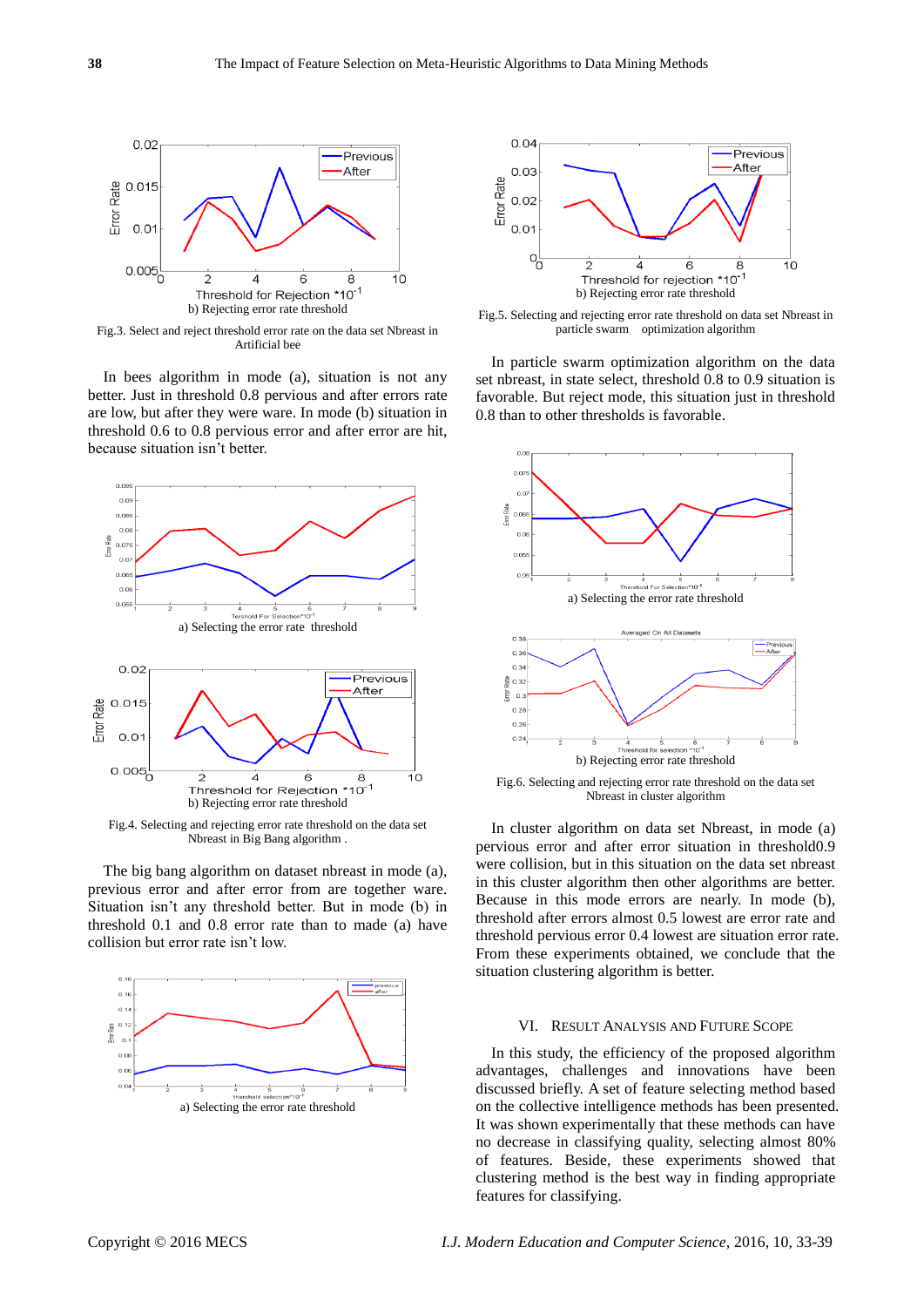b) Rejecting error rate threshold

Fig.3. Select and reject threshold error rate on the data set Nbreast in Artificial bee

In bees algorithm in mode (a), situation is not any better. Just in threshold 0.8 pervious and after errors rate are low, but after they were ware. In mode (b) situation in threshold 0.6 to 0.8 pervious error and after error are hit, because situation isn't better.

a) Selecting the error rate threshold

b) Rejecting error rate threshold

Fig.4. Selecting and rejecting error rate threshold on the data set Nbreast in Big Bang algorithm .

The big bang algorithm on dataset nbreast in mode (a), previous error and after error from are together ware. Situation isn't any threshold better. But in mode (b) in threshold 0.1 and 0.8 error rate than to made (a) have collision but error rate isn't low.

a) Selecting the error rate threshold

b) Rejecting error rate threshold

Fig.5. Selecting and rejecting error rate threshold on data set Nbreast in particle swarm optimization algorithm

In particle swarm optimization algorithm on the data set nbreast, in state select, threshold 0.8 to 0.9 situation is favorable. But reject mode, this situation just in threshold 0.8 than to other thresholds is favorable.

a) Selecting the error rate threshold

b) Rejecting error rate threshold

Fig.6. Selecting and rejecting error rate threshold on the data set Nbreast in cluster algorithm

In cluster algorithm on data set Nbreast, in mode (a) pervious error and after error situation in threshold0.9 were collision, but in this situation on the data set nbreast in this cluster algorithm then other algorithms are better. Because in this mode errors are nearly. In mode (b), threshold after errors almost 0.5 lowest are error rate and threshold pervious error 0.4 lowest are situation error rate. From these experiments obtained, we conclude that the situation clustering algorithm is better.

## VI. Result Analysis and Future Scope

In this study, the efficiency of the proposed algorithm advantages, challenges and innovations have been discussed briefly. A set of feature selecting method based on the collective intelligence methods has been presented. It was shown experimentally that these methods can have no decrease in classifying quality, selecting almost 80% of features. Beside, these experiments showed that clustering method is the best way in finding appropriate features for classifying.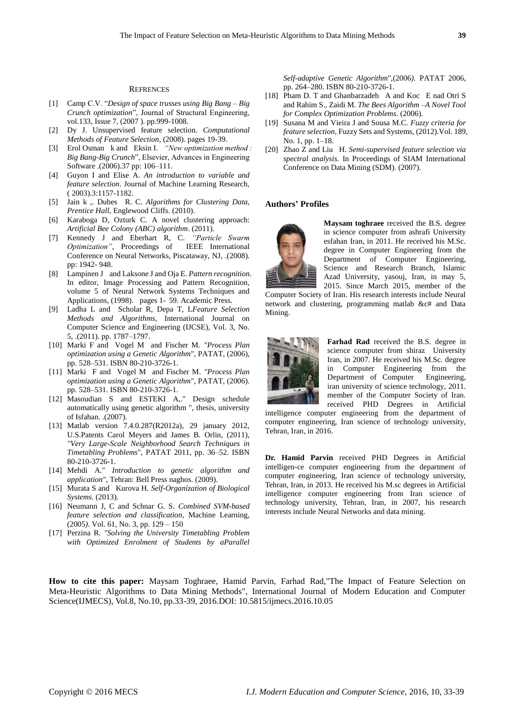## REFRENCES

[1] Camp C.V. "*Design of space trusses using Big Bang – Big Crunch optimization*", Journal of Structural Engineering, vol.133, Issue 7, (2007 ). pp.999-1008.

[2] Dy J. Unsupervised feature selection. *Computational Methods of Feature Selection*, (2008). pages 19-39.

[3] Erol Osman k and Eksin I. *"New optimization method : Big Bang-Big Crunch*", Elsevier, Advances in Engineering Software .(2006).37 pp: 106–111.

[4] Guyon I and Elise A. *An introduction to variable and feature selection*. Journal of Machine Learning Research, ( 2003).3:1157-1182.

[5] Jain k ,. Dubes R. C. *Algorithms for Clustering Data, Prentice Hall*, Englewood Cliffs. (2010).

[6] Karaboga D, Ozturk C. A novel clustering approach: *Artificial Bee Colony (ABC) algorithm*. (2011).

[7] Kennedy J and Eberhart R, C. *"Particle Swarm Optimization"*, Proceedings of IEEE International Conference on Neural Networks, Piscataway, NJ, .(2008). pp: 1942- 948.

[8] Lampinen J and Laksone J and Oja E. *Pattern recognition*. In editor, Image Processing and Pattern Recognition, volume 5 of Neural Network Systems Techniques and Applications, (1998). pages 1- 59. Academic Press.

[9] Ladha L and Scholar R, Depa T, L*Feature Selection Methods and Algorithms*, International Journal on Computer Science and Engineering (IJCSE), Vol. 3, No. 5, .(2011). pp. 1787–1797.

[10] Marki F and Vogel M and Fischer M. *"Process Plan optimization using a Genetic Algorithm*", PATAT, (2006), pp. 528–531. ISBN 80-210-3726-1.

[11] Marki F and Vogel M and Fischer M. *"Process Plan optimization using a Genetic Algorithm*", PATAT, (2006). pp. 528–531. ISBN 80-210-3726-1.

[12] Masoudian S and ESTEKI A,." Design schedule automatically using genetic algorithm ", thesis, university of Isfahan. .(2007).

[13] Matlab version 7.4.0.287(R2012a), 29 january 2012, U.S.Patents Carol Meyers and James B. Orlin, (2011), *"Very Large-Scale Neighborhood Search Techniques in Timetabling Problems*", PATAT 2011, pp. 36–52. ISBN 80-210-3726-1.

[14] Mehdi A." *Introduction to genetic algorithm and application"*, Tehran: Bell Press naghos. (2009).

[15] Murata S and Kurova H. *Self-Organization of Biological Systems.* (2013).

[16] Neumann J, C and Schnar G. S. *Combined SVM-based feature selection and classification*, Machine Learning, (2005*)*. Vol. 61, No. 3, pp. 129 – 150

[17] Perzina R. *"Solving the University Timetabling Problem with Optimized Enrolment of Students by aParallel Self-adaptive Genetic Algorithm*",(2006*)*. PATAT 2006, pp. 264–280. ISBN 80-210-3726-1.

[18] Pham D. T and Ghanbarzadeh A and Koc E nad Otri S and Rahim S., Zaidi M. *The Bees Algorithm –A Novel Tool for Complex Optimization Problems*. (2006).

[19] Susana M and Vieira J and Sousa M.C. *Fuzzy criteria for feature selection*, Fuzzy Sets and Systems, (2012).Vol. 189, No. 1, pp. 1–18.

[20] Zhao Z and Liu H. *Semi-supervised feature selection via spectral analysis.* In Proceedings of SIAM International Conference on Data Mining (SDM). (2007).

## Authors' Profiles

**Maysam toghraee** received the B.S. degree in science computer from ashrafi University esfahan Iran, in 2011. He received his M.Sc. degree in Computer Engineering from the Department of Computer Engineering, Science and Research Branch, Islamic Azad University, yasouj, Iran, in may 5, 2015. Since March 2015, member of the Computer Society of Iran. His research interests include Neural network and clustering, programming matlab &c# and Data Mining.

**Farhad Rad** received the B.S. degree in science computer from shiraz University Iran, in 2007. He received his M.Sc. degree in Computer Engineering from the Department of Computer Engineering, iran university of science technology, 2011. member of the Computer Society of Iran. received PHD Degrees in Artificial intelligence computer engineering from the department of computer engineering, Iran science of technology university, Tehran, Iran, in 2016.

**Dr. Hamid Parvin** received PHD Degrees in Artificial intelligen-ce computer engineering from the department of computer engineering, Iran science of technology university, Tehran, Iran, in 2013. He received his M.sc degrees in Artificial intelligence computer engineering from Iran science of technology university, Tehran, Iran, in 2007, his research interests include Neural Networks and data mining.

**How to cite this paper:** Maysam Toghraee, Hamid Parvin, Farhad Rad,"The Impact of Feature Selection on Meta-Heuristic Algorithms to Data Mining Methods", International Journal of Modern Education and Computer Science(IJMECS), Vol.8, No.10, pp.33-39, 2016.DOI: 10.5815/ijmecs.2016.10.05